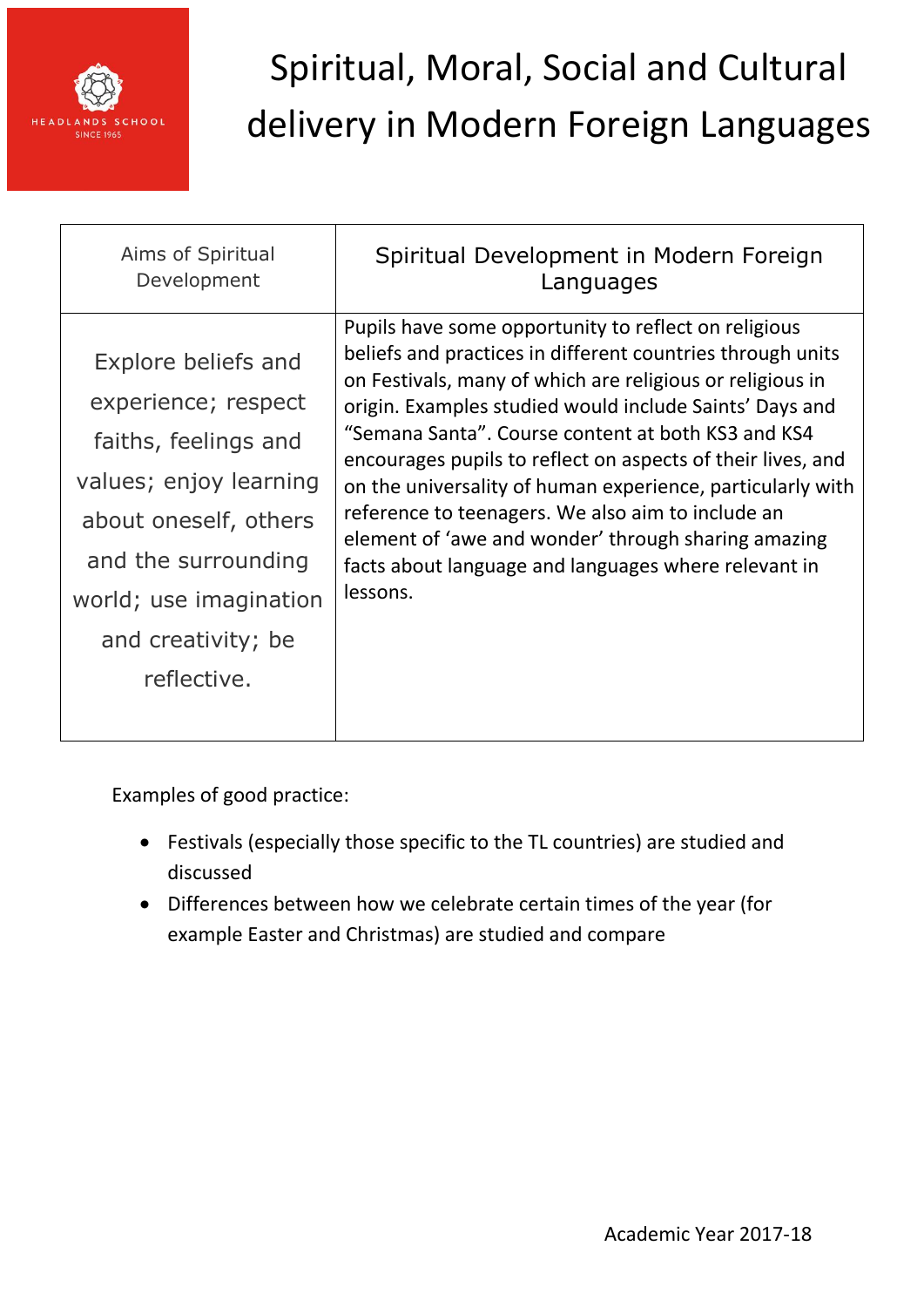# Spiritual, Moral, Social and Cultural delivery in Modern Foreign Languages

| Aims of Spiritual Development | Spiritual Development in Modern Foreign Languages |
| --- | --- |
| Explore beliefs and experience; respect faiths, feelings and values; enjoy learning about oneself, others and the surrounding world; use imagination and creativity; be reflective. | Pupils have some opportunity to reflect on religious beliefs and practices in different countries through units on Festivals, many of which are religious or religious in origin. Examples studied would include Saints' Days and "Semana Santa". Course content at both KS3 and KS4 encourages pupils to reflect on aspects of their lives, and on the universality of human experience, particularly with reference to teenagers. We also aim to include an element of 'awe and wonder' through sharing amazing facts about language and languages where relevant in lessons. |

Examples of good practice:

- Festivals (especially those specific to the TL countries) are studied and discussed
- Differences between how we celebrate certain times of the year (for example Easter and Christmas) are studied and compare

Academic Year 2017-18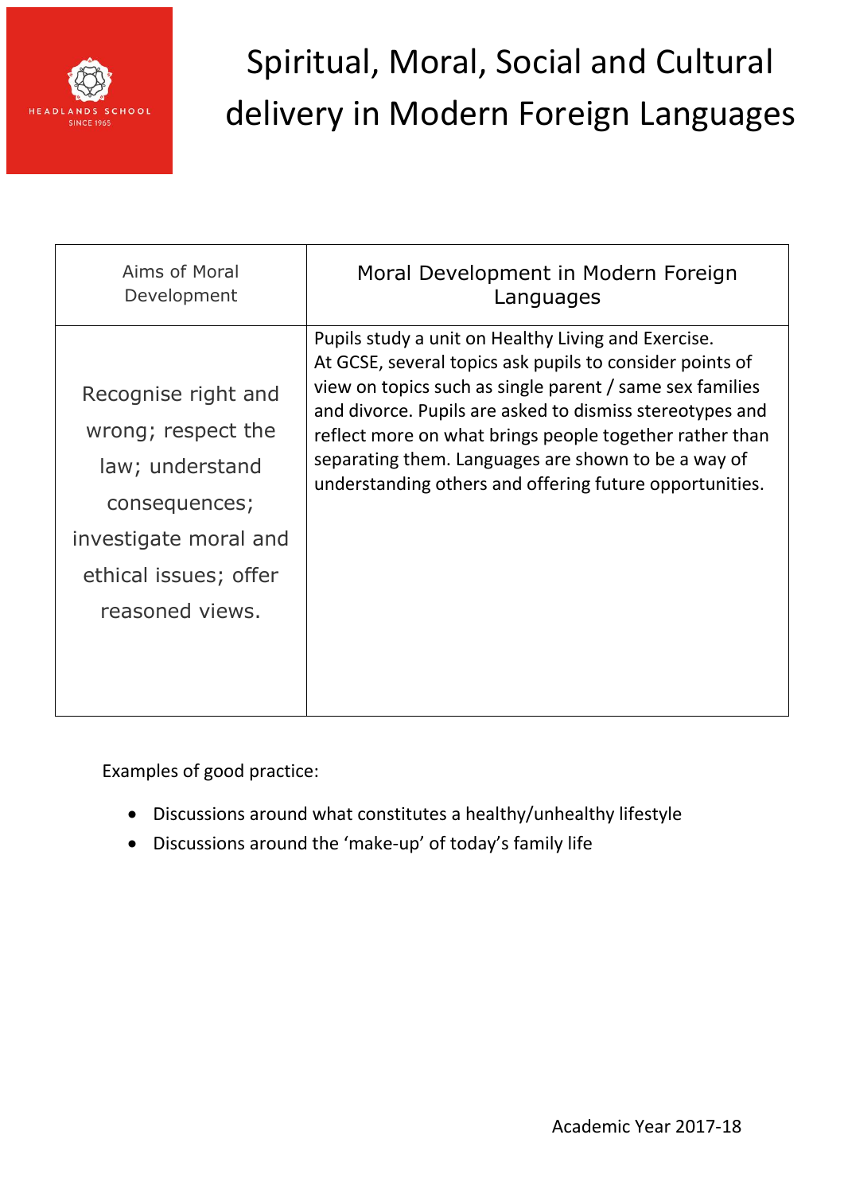# Spiritual, Moral, Social and Cultural delivery in Modern Foreign Languages

| Aims of Moral Development | Moral Development in Modern Foreign Languages |
|---|---|
| Recognise right and wrong; respect the law; understand consequences; investigate moral and ethical issues; offer reasoned views. | Pupils study a unit on Healthy Living and Exercise. At GCSE, several topics ask pupils to consider points of view on topics such as single parent / same sex families and divorce. Pupils are asked to dismiss stereotypes and reflect more on what brings people together rather than separating them. Languages are shown to be a way of understanding others and offering future opportunities. |

Examples of good practice:

- Discussions around what constitutes a healthy/unhealthy lifestyle
- Discussions around the 'make-up' of today's family life

Academic Year 2017-18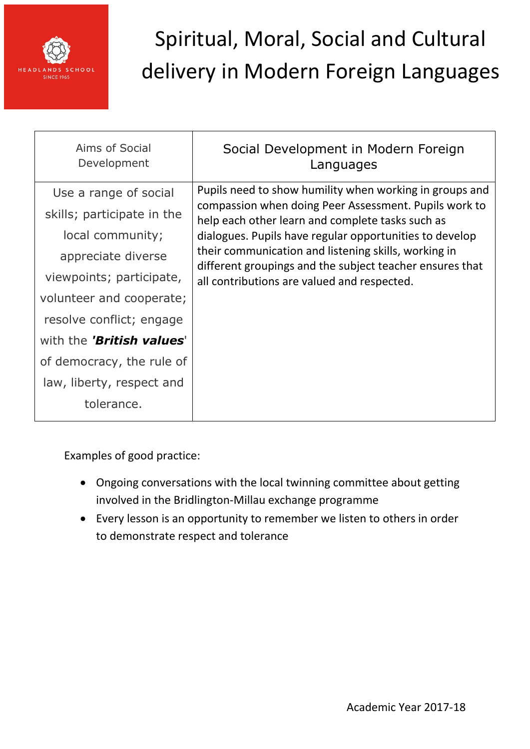# Spiritual, Moral, Social and Cultural delivery in Modern Foreign Languages

| Aims of Social Development | Social Development in Modern Foreign Languages |
|---|---|
| Use a range of social skills; participate in the local community; appreciate diverse viewpoints; participate, volunteer and cooperate; resolve conflict; engage with the '***British values***' of democracy, the rule of law, liberty, respect and tolerance. | Pupils need to show humility when working in groups and compassion when doing Peer Assessment. Pupils work to help each other learn and complete tasks such as dialogues. Pupils have regular opportunities to develop their communication and listening skills, working in different groupings and the subject teacher ensures that all contributions are valued and respected. |

Examples of good practice:

- Ongoing conversations with the local twinning committee about getting involved in the Bridlington-Millau exchange programme
- Every lesson is an opportunity to remember we listen to others in order to demonstrate respect and tolerance

Academic Year 2017-18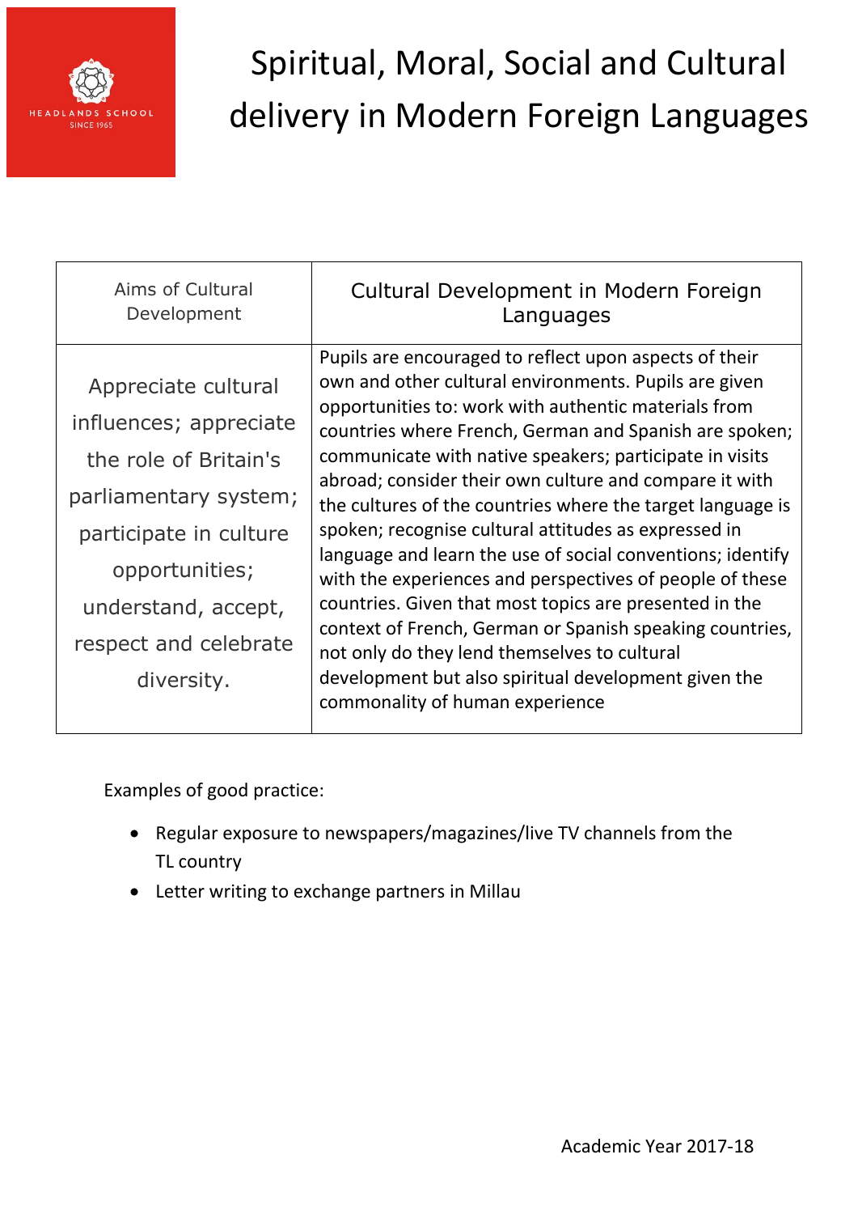HEADLANDS SCHOOL
SINCE 1965

# Spiritual, Moral, Social and Cultural delivery in Modern Foreign Languages

| Aims of Cultural Development | Cultural Development in Modern Foreign Languages |
|---|---|
| Appreciate cultural influences; appreciate the role of Britain's parliamentary system; participate in culture opportunities; understand, accept, respect and celebrate diversity. | Pupils are encouraged to reflect upon aspects of their own and other cultural environments. Pupils are given opportunities to: work with authentic materials from countries where French, German and Spanish are spoken; communicate with native speakers; participate in visits abroad; consider their own culture and compare it with the cultures of the countries where the target language is spoken; recognise cultural attitudes as expressed in language and learn the use of social conventions; identify with the experiences and perspectives of people of these countries. Given that most topics are presented in the context of French, German or Spanish speaking countries, not only do they lend themselves to cultural development but also spiritual development given the commonality of human experience |

Examples of good practice:

- Regular exposure to newspapers/magazines/live TV channels from the TL country
- Letter writing to exchange partners in Millau

Academic Year 2017-18